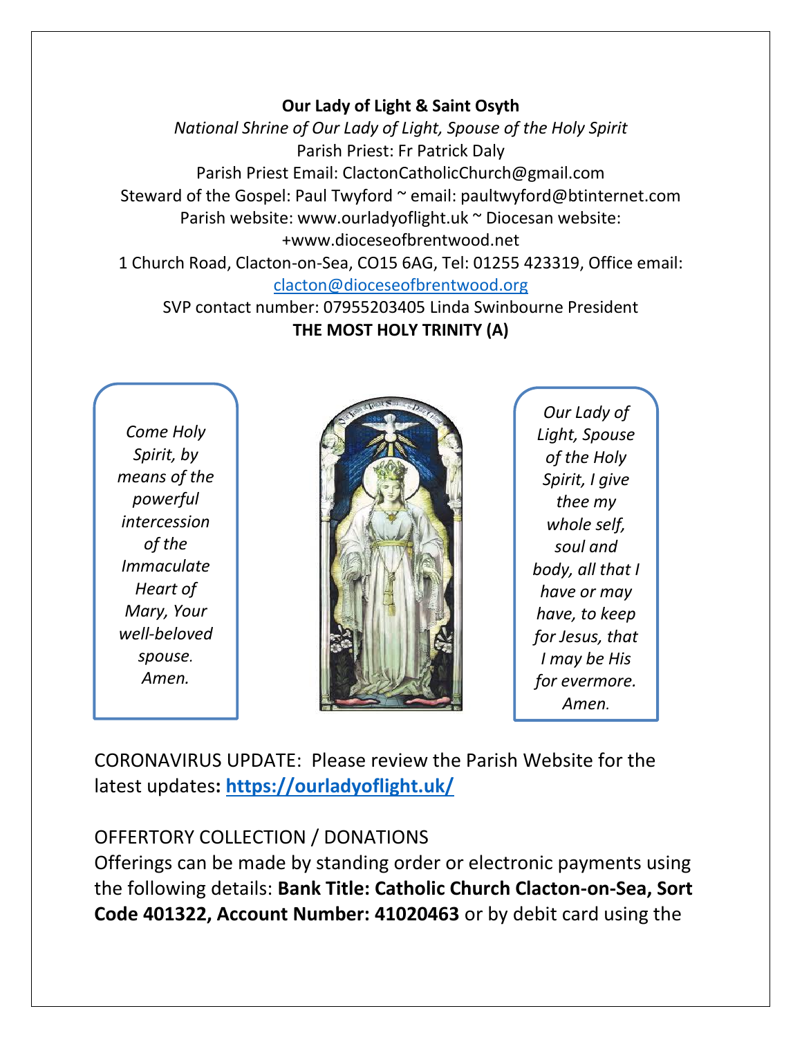**Our Lady of Light & Saint Osyth**

*National Shrine of Our Lady of Light, Spouse of the Holy Spirit*

Parish Priest: Fr Patrick Daly

Parish Priest Email: ClactonCatholicChurch@gmail.com

Steward of the Gospel: Paul Twyford ~ email: paultwyford@btinternet.com

Parish website: www.ourladyoflight.uk ~ Diocesan website: +www.dioceseofbrentwood.net

1 Church Road, Clacton-on-Sea, CO15 6AG, Tel: 01255 423319, Office email: [clacton@dioceseofbrentwood.org](mailto:clacton@dioceseofbrentwood.org)

SVP contact number: 07955203405 Linda Swinbourne President

**THE MOST HOLY TRINITY (A)**

*Come Holy Spirit, by means of the powerful intercession of the Immaculate Heart of Mary, Your well-beloved spouse. Amen.*

*Our Lady of Light, Spouse of the Holy Spirit, I give thee my whole self, soul and body, all that I have or may have, to keep for Jesus, that I may be His for evermore. Amen.*

CORONAVIRUS UPDATE: Please review the Parish Website for the latest updates**: [https://ourladyoflight.uk/](https://ourladyoflight.uk/)**

OFFERTORY COLLECTION / DONATIONS

Offerings can be made by standing order or electronic payments using the following details: **Bank Title: Catholic Church Clacton-on-Sea, Sort Code 401322, Account Number: 41020463** or by debit card using the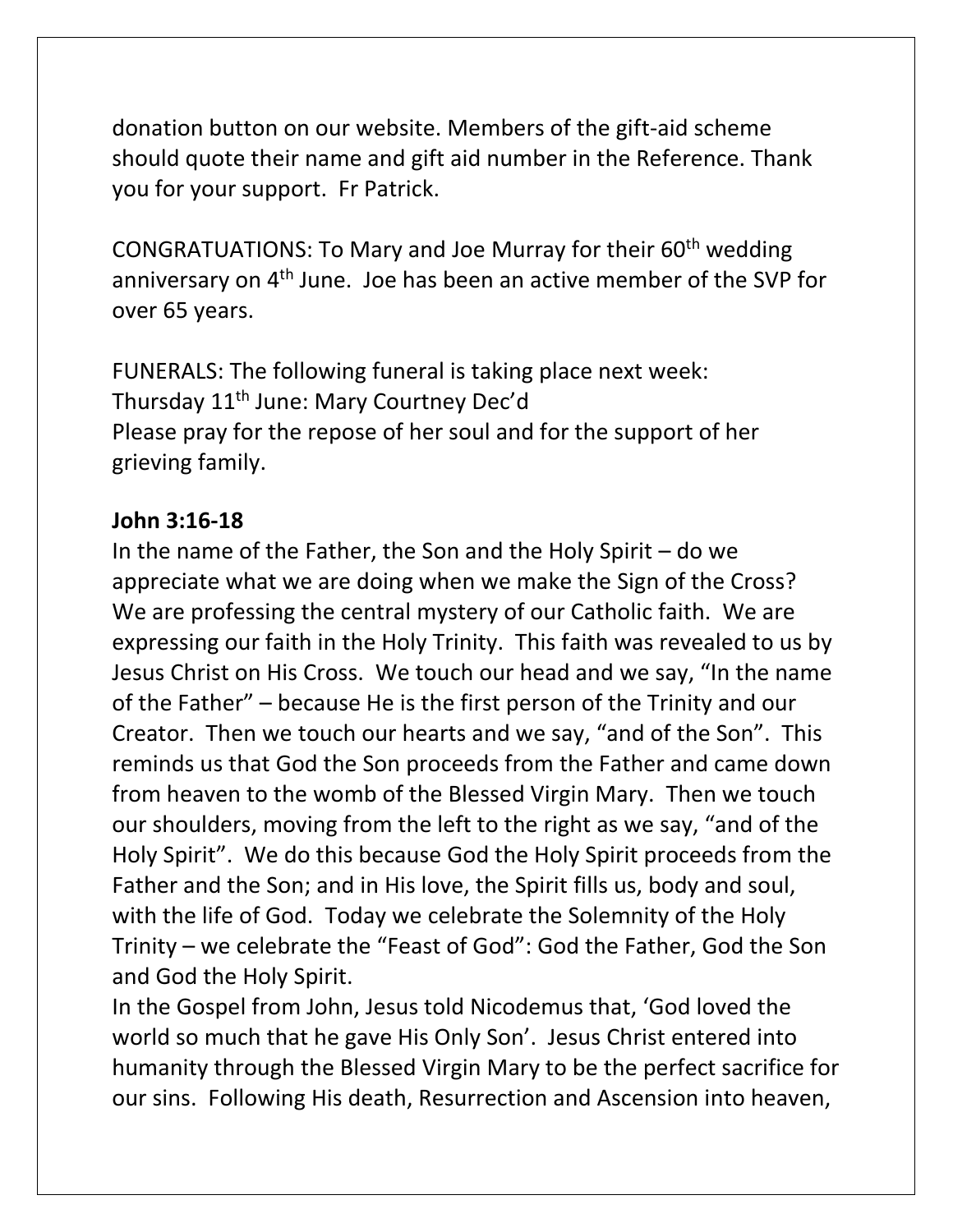donation button on our website. Members of the gift-aid scheme should quote their name and gift aid number in the Reference. Thank you for your support. Fr Patrick.

CONGRATUATIONS: To Mary and Joe Murray for their 60th wedding anniversary on 4th June. Joe has been an active member of the SVP for over 65 years.

FUNERALS: The following funeral is taking place next week:
Thursday 11th June: Mary Courtney Dec'd
Please pray for the repose of her soul and for the support of her grieving family.

**John 3:16-18**

In the name of the Father, the Son and the Holy Spirit – do we appreciate what we are doing when we make the Sign of the Cross? We are professing the central mystery of our Catholic faith. We are expressing our faith in the Holy Trinity. This faith was revealed to us by Jesus Christ on His Cross. We touch our head and we say, "In the name of the Father" – because He is the first person of the Trinity and our Creator. Then we touch our hearts and we say, "and of the Son". This reminds us that God the Son proceeds from the Father and came down from heaven to the womb of the Blessed Virgin Mary. Then we touch our shoulders, moving from the left to the right as we say, "and of the Holy Spirit". We do this because God the Holy Spirit proceeds from the Father and the Son; and in His love, the Spirit fills us, body and soul, with the life of God. Today we celebrate the Solemnity of the Holy Trinity – we celebrate the "Feast of God": God the Father, God the Son and God the Holy Spirit.

In the Gospel from John, Jesus told Nicodemus that, 'God loved the world so much that he gave His Only Son'. Jesus Christ entered into humanity through the Blessed Virgin Mary to be the perfect sacrifice for our sins. Following His death, Resurrection and Ascension into heaven,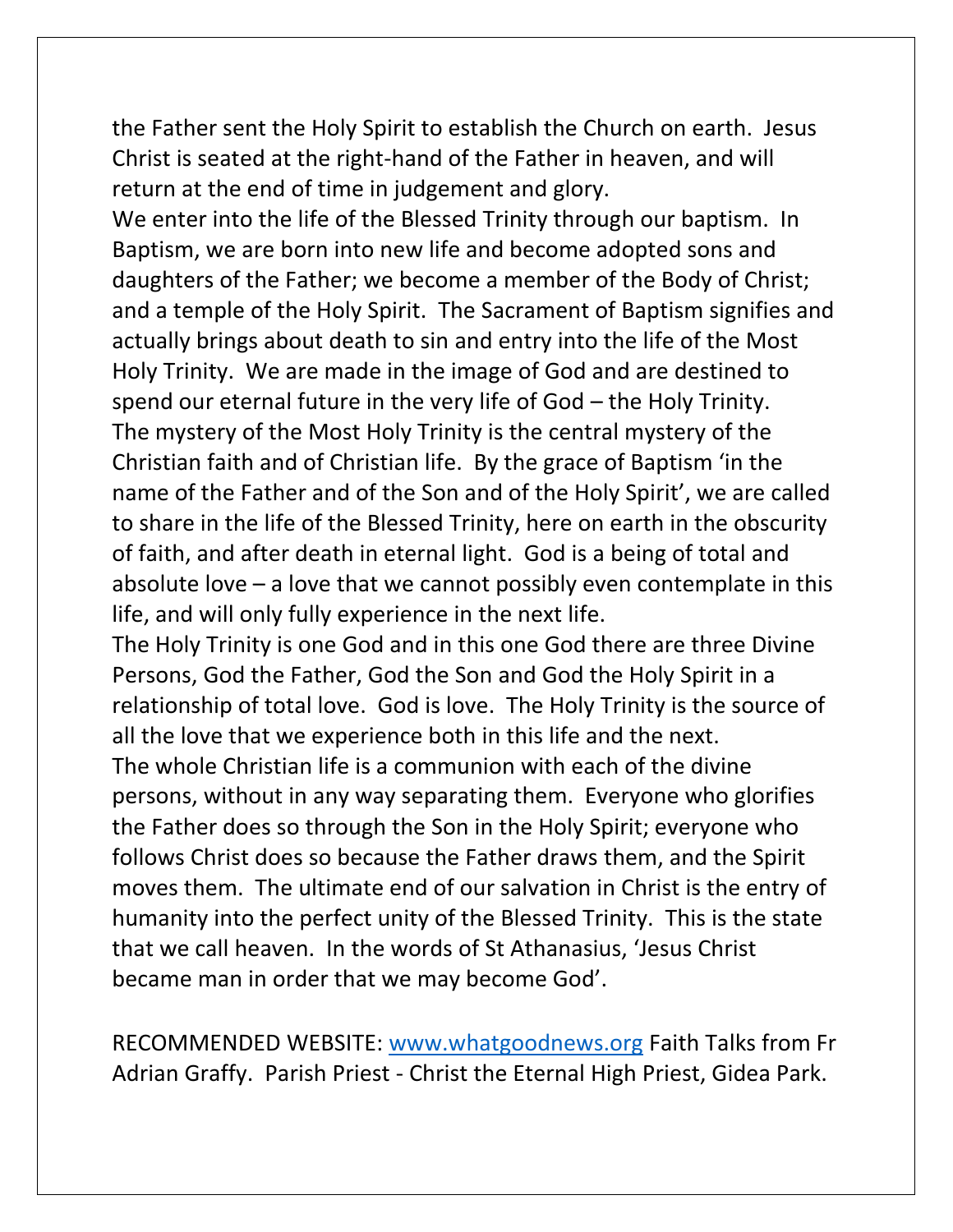the Father sent the Holy Spirit to establish the Church on earth. Jesus Christ is seated at the right-hand of the Father in heaven, and will return at the end of time in judgement and glory.

We enter into the life of the Blessed Trinity through our baptism. In Baptism, we are born into new life and become adopted sons and daughters of the Father; we become a member of the Body of Christ; and a temple of the Holy Spirit. The Sacrament of Baptism signifies and actually brings about death to sin and entry into the life of the Most Holy Trinity. We are made in the image of God and are destined to spend our eternal future in the very life of God – the Holy Trinity.

The mystery of the Most Holy Trinity is the central mystery of the Christian faith and of Christian life. By the grace of Baptism 'in the name of the Father and of the Son and of the Holy Spirit', we are called to share in the life of the Blessed Trinity, here on earth in the obscurity of faith, and after death in eternal light. God is a being of total and absolute love – a love that we cannot possibly even contemplate in this life, and will only fully experience in the next life.

The Holy Trinity is one God and in this one God there are three Divine Persons, God the Father, God the Son and God the Holy Spirit in a relationship of total love. God is love. The Holy Trinity is the source of all the love that we experience both in this life and the next.

The whole Christian life is a communion with each of the divine persons, without in any way separating them. Everyone who glorifies the Father does so through the Son in the Holy Spirit; everyone who follows Christ does so because the Father draws them, and the Spirit moves them. The ultimate end of our salvation in Christ is the entry of humanity into the perfect unity of the Blessed Trinity. This is the state that we call heaven. In the words of St Athanasius, 'Jesus Christ became man in order that we may become God'.

RECOMMENDED WEBSITE: [www.whatgoodnews.org](http://www.whatgoodnews.org) Faith Talks from Fr Adrian Graffy. Parish Priest - Christ the Eternal High Priest, Gidea Park.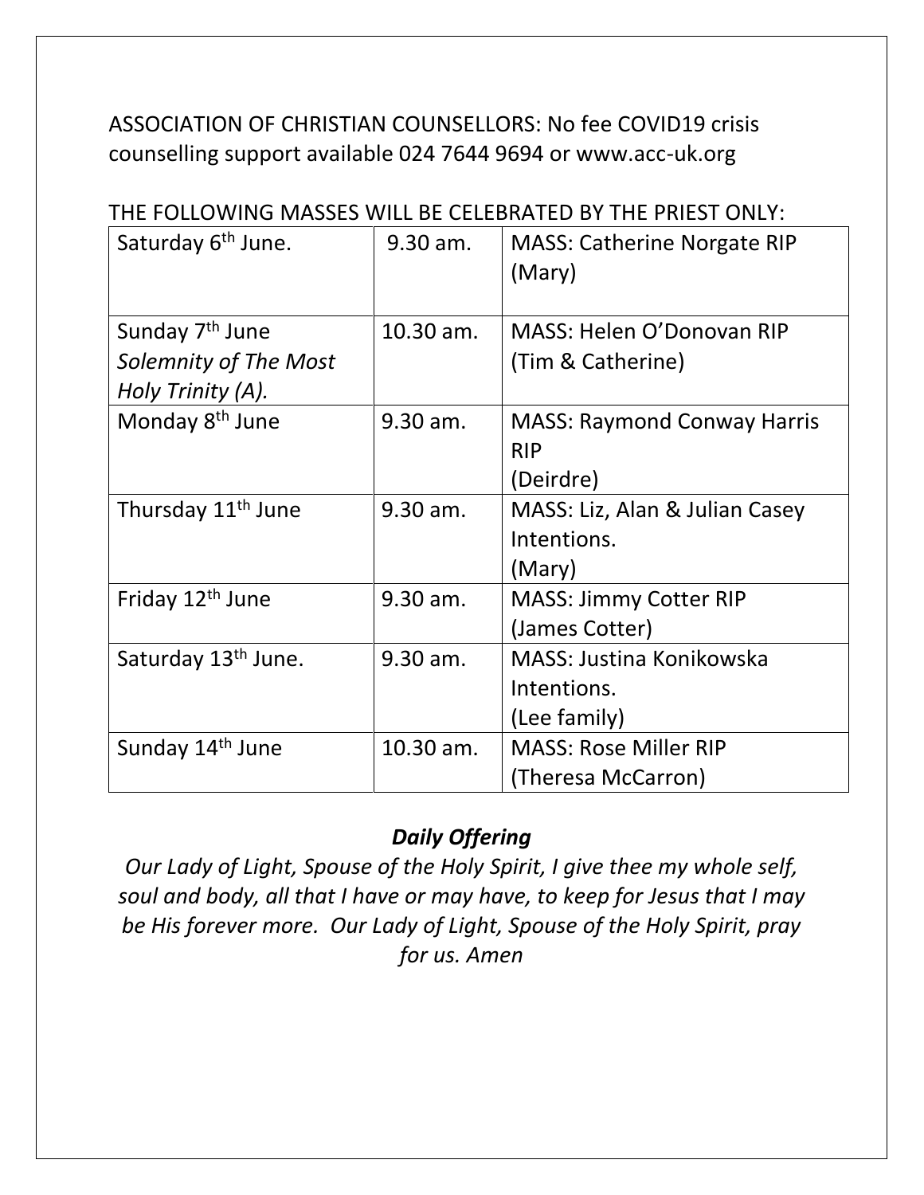ASSOCIATION OF CHRISTIAN COUNSELLORS: No fee COVID19 crisis counselling support available 024 7644 9694 or www.acc-uk.org

THE FOLLOWING MASSES WILL BE CELEBRATED BY THE PRIEST ONLY:

| | | |
|---|---|---|
| Saturday 6th June. | 9.30 am. | MASS: Catherine Norgate RIP (Mary) |
| Sunday 7th June *Solemnity of The Most Holy Trinity (A).* | 10.30 am. | MASS: Helen O'Donovan RIP (Tim & Catherine) |
| Monday 8th June | 9.30 am. | MASS: Raymond Conway Harris RIP (Deirdre) |
| Thursday 11th June | 9.30 am. | MASS: Liz, Alan & Julian Casey Intentions. (Mary) |
| Friday 12th June | 9.30 am. | MASS: Jimmy Cotter RIP (James Cotter) |
| Saturday 13th June. | 9.30 am. | MASS: Justina Konikowska Intentions. (Lee family) |
| Sunday 14th June | 10.30 am. | MASS: Rose Miller RIP (Theresa McCarron) |

***Daily Offering***

*Our Lady of Light, Spouse of the Holy Spirit, I give thee my whole self, soul and body, all that I have or may have, to keep for Jesus that I may be His forever more. Our Lady of Light, Spouse of the Holy Spirit, pray for us. Amen*